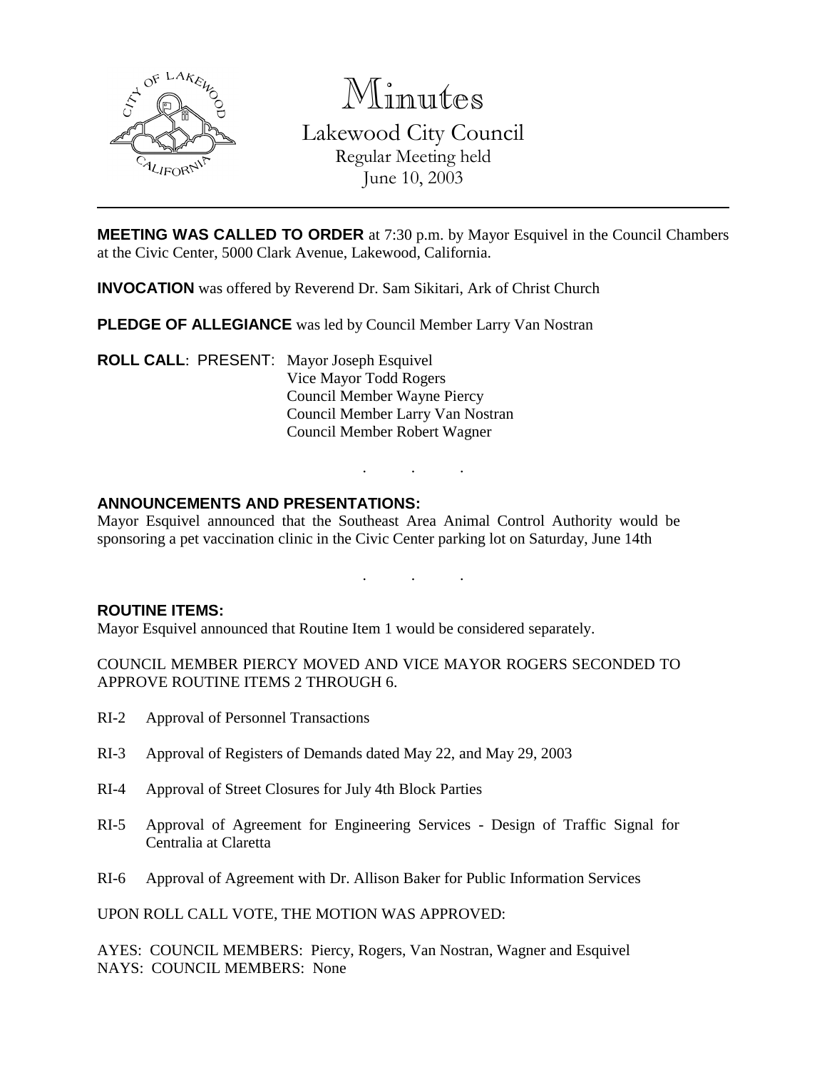# Minutes

Lakewood City Council
Regular Meeting held
June 10, 2003

**MEETING WAS CALLED TO ORDER** at 7:30 p.m. by Mayor Esquivel in the Council Chambers at the Civic Center, 5000 Clark Avenue, Lakewood, California.

**INVOCATION** was offered by Reverend Dr. Sam Sikitari, Ark of Christ Church

**PLEDGE OF ALLEGIANCE** was led by Council Member Larry Van Nostran

**ROLL CALL**: PRESENT: Mayor Joseph Esquivel
Vice Mayor Todd Rogers
Council Member Wayne Piercy
Council Member Larry Van Nostran
Council Member Robert Wagner

. . .

**ANNOUNCEMENTS AND PRESENTATIONS:**

Mayor Esquivel announced that the Southeast Area Animal Control Authority would be sponsoring a pet vaccination clinic in the Civic Center parking lot on Saturday, June 14th

. . .

**ROUTINE ITEMS:**

Mayor Esquivel announced that Routine Item 1 would be considered separately.

COUNCIL MEMBER PIERCY MOVED AND VICE MAYOR ROGERS SECONDED TO APPROVE ROUTINE ITEMS 2 THROUGH 6.

RI-2 Approval of Personnel Transactions

RI-3 Approval of Registers of Demands dated May 22, and May 29, 2003

RI-4 Approval of Street Closures for July 4th Block Parties

RI-5 Approval of Agreement for Engineering Services - Design of Traffic Signal for Centralia at Claretta

RI-6 Approval of Agreement with Dr. Allison Baker for Public Information Services

UPON ROLL CALL VOTE, THE MOTION WAS APPROVED:

AYES: COUNCIL MEMBERS: Piercy, Rogers, Van Nostran, Wagner and Esquivel
NAYS: COUNCIL MEMBERS: None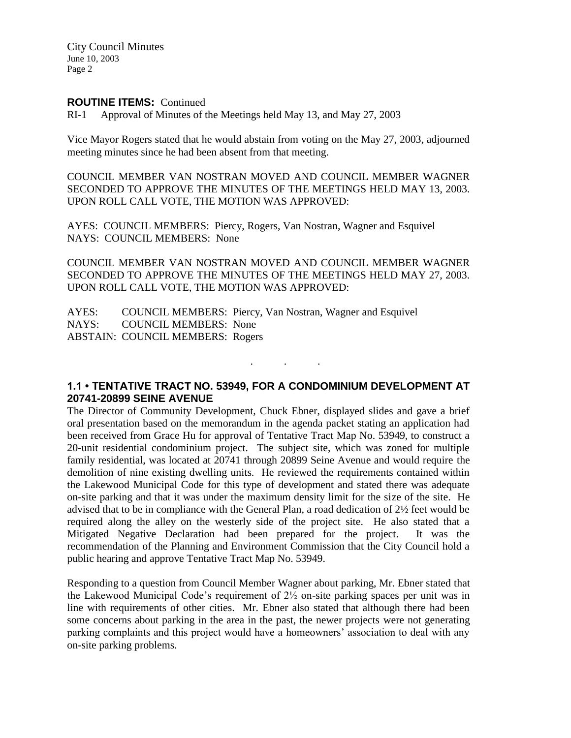**ROUTINE ITEMS:** Continued

RI-1 Approval of Minutes of the Meetings held May 13, and May 27, 2003

Vice Mayor Rogers stated that he would abstain from voting on the May 27, 2003, adjourned meeting minutes since he had been absent from that meeting.

COUNCIL MEMBER VAN NOSTRAN MOVED AND COUNCIL MEMBER WAGNER SECONDED TO APPROVE THE MINUTES OF THE MEETINGS HELD MAY 13, 2003. UPON ROLL CALL VOTE, THE MOTION WAS APPROVED:

AYES: COUNCIL MEMBERS: Piercy, Rogers, Van Nostran, Wagner and Esquivel
NAYS: COUNCIL MEMBERS: None

COUNCIL MEMBER VAN NOSTRAN MOVED AND COUNCIL MEMBER WAGNER SECONDED TO APPROVE THE MINUTES OF THE MEETINGS HELD MAY 27, 2003. UPON ROLL CALL VOTE, THE MOTION WAS APPROVED:

AYES: COUNCIL MEMBERS: Piercy, Van Nostran, Wagner and Esquivel
NAYS: COUNCIL MEMBERS: None
ABSTAIN: COUNCIL MEMBERS: Rogers

. . .

## 1.1 • TENTATIVE TRACT NO. 53949, FOR A CONDOMINIUM DEVELOPMENT AT 20741-20899 SEINE AVENUE

The Director of Community Development, Chuck Ebner, displayed slides and gave a brief oral presentation based on the memorandum in the agenda packet stating an application had been received from Grace Hu for approval of Tentative Tract Map No. 53949, to construct a 20-unit residential condominium project. The subject site, which was zoned for multiple family residential, was located at 20741 through 20899 Seine Avenue and would require the demolition of nine existing dwelling units. He reviewed the requirements contained within the Lakewood Municipal Code for this type of development and stated there was adequate on-site parking and that it was under the maximum density limit for the size of the site. He advised that to be in compliance with the General Plan, a road dedication of 2½ feet would be required along the alley on the westerly side of the project site. He also stated that a Mitigated Negative Declaration had been prepared for the project. It was the recommendation of the Planning and Environment Commission that the City Council hold a public hearing and approve Tentative Tract Map No. 53949.

Responding to a question from Council Member Wagner about parking, Mr. Ebner stated that the Lakewood Municipal Code's requirement of 2½ on-site parking spaces per unit was in line with requirements of other cities. Mr. Ebner also stated that although there had been some concerns about parking in the area in the past, the newer projects were not generating parking complaints and this project would have a homeowners' association to deal with any on-site parking problems.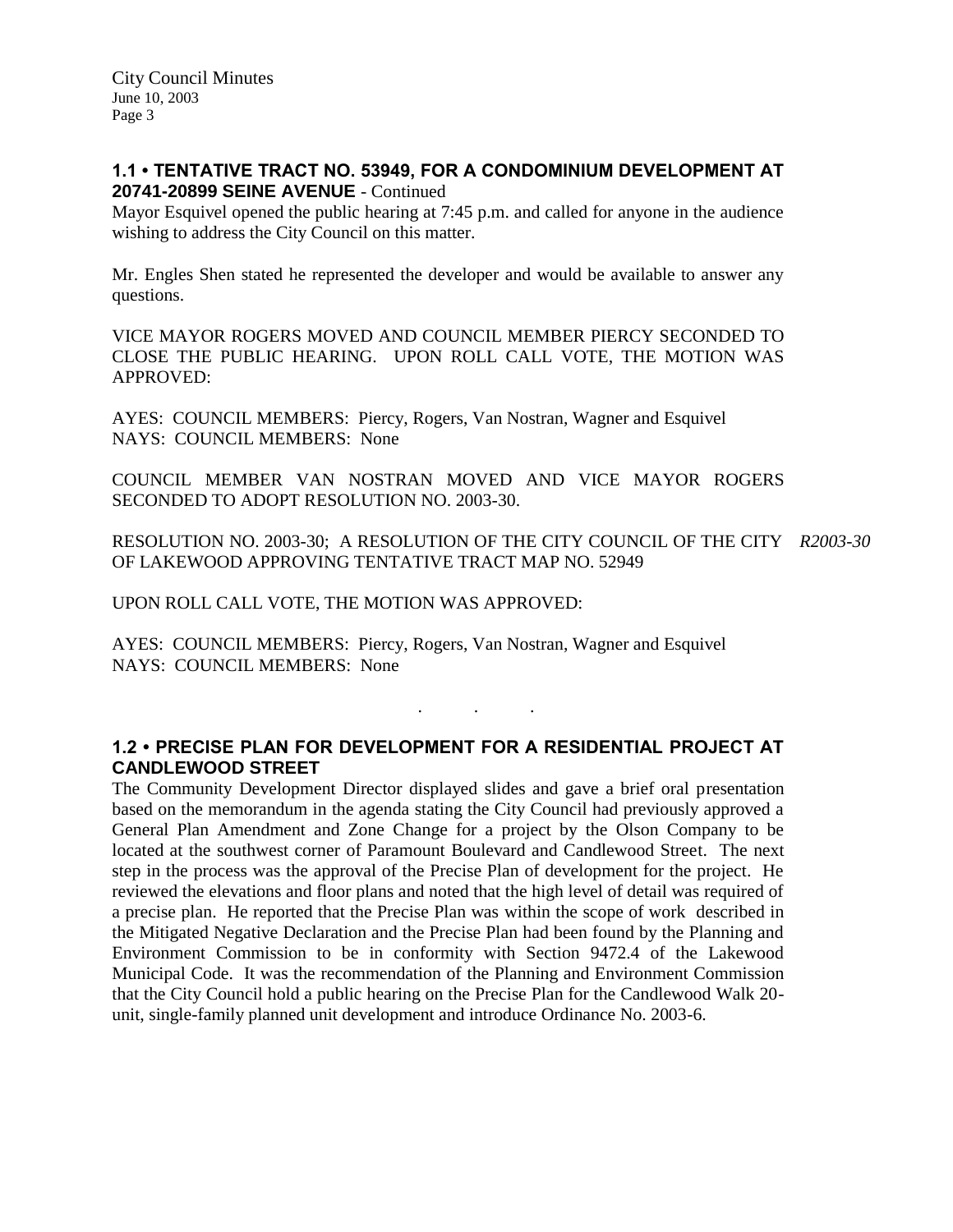### 1.1 • TENTATIVE TRACT NO. 53949, FOR A CONDOMINIUM DEVELOPMENT AT 20741-20899 SEINE AVENUE - Continued

Mayor Esquivel opened the public hearing at 7:45 p.m. and called for anyone in the audience wishing to address the City Council on this matter.

Mr. Engles Shen stated he represented the developer and would be available to answer any questions.

VICE MAYOR ROGERS MOVED AND COUNCIL MEMBER PIERCY SECONDED TO CLOSE THE PUBLIC HEARING. UPON ROLL CALL VOTE, THE MOTION WAS APPROVED:

AYES: COUNCIL MEMBERS: Piercy, Rogers, Van Nostran, Wagner and Esquivel
NAYS: COUNCIL MEMBERS: None

COUNCIL MEMBER VAN NOSTRAN MOVED AND VICE MAYOR ROGERS SECONDED TO ADOPT RESOLUTION NO. 2003-30.

RESOLUTION NO. 2003-30; A RESOLUTION OF THE CITY COUNCIL OF THE CITY OF LAKEWOOD APPROVING TENTATIVE TRACT MAP NO. 52949 *R2003-30*

UPON ROLL CALL VOTE, THE MOTION WAS APPROVED:

AYES: COUNCIL MEMBERS: Piercy, Rogers, Van Nostran, Wagner and Esquivel
NAYS: COUNCIL MEMBERS: None

. . .

### 1.2 • PRECISE PLAN FOR DEVELOPMENT FOR A RESIDENTIAL PROJECT AT CANDLEWOOD STREET

The Community Development Director displayed slides and gave a brief oral presentation based on the memorandum in the agenda stating the City Council had previously approved a General Plan Amendment and Zone Change for a project by the Olson Company to be located at the southwest corner of Paramount Boulevard and Candlewood Street. The next step in the process was the approval of the Precise Plan of development for the project. He reviewed the elevations and floor plans and noted that the high level of detail was required of a precise plan. He reported that the Precise Plan was within the scope of work described in the Mitigated Negative Declaration and the Precise Plan had been found by the Planning and Environment Commission to be in conformity with Section 9472.4 of the Lakewood Municipal Code. It was the recommendation of the Planning and Environment Commission that the City Council hold a public hearing on the Precise Plan for the Candlewood Walk 20-unit, single-family planned unit development and introduce Ordinance No. 2003-6.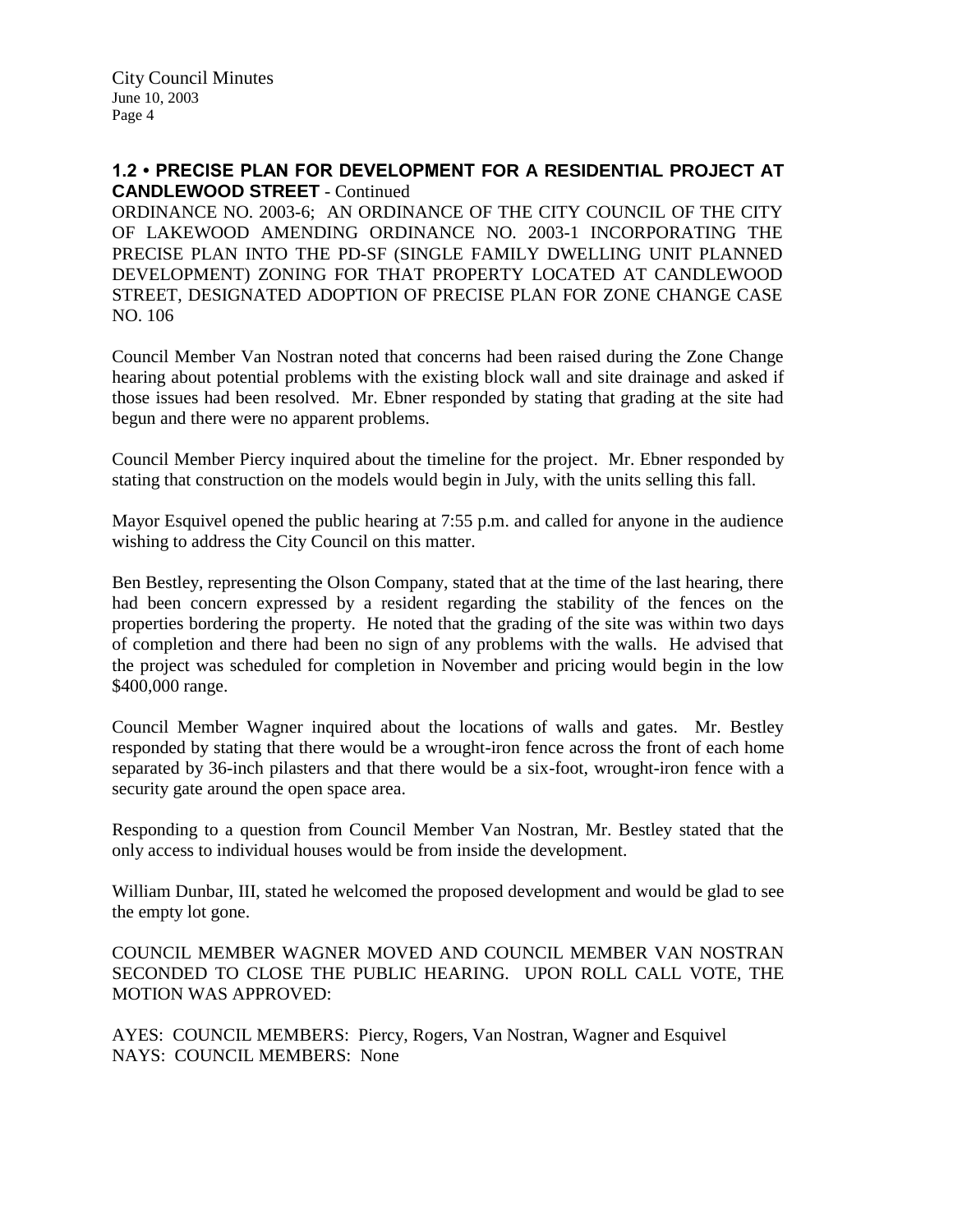### 1.2 • PRECISE PLAN FOR DEVELOPMENT FOR A RESIDENTIAL PROJECT AT CANDLEWOOD STREET - Continued

ORDINANCE NO. 2003-6; AN ORDINANCE OF THE CITY COUNCIL OF THE CITY OF LAKEWOOD AMENDING ORDINANCE NO. 2003-1 INCORPORATING THE PRECISE PLAN INTO THE PD-SF (SINGLE FAMILY DWELLING UNIT PLANNED DEVELOPMENT) ZONING FOR THAT PROPERTY LOCATED AT CANDLEWOOD STREET, DESIGNATED ADOPTION OF PRECISE PLAN FOR ZONE CHANGE CASE NO. 106

Council Member Van Nostran noted that concerns had been raised during the Zone Change hearing about potential problems with the existing block wall and site drainage and asked if those issues had been resolved. Mr. Ebner responded by stating that grading at the site had begun and there were no apparent problems.

Council Member Piercy inquired about the timeline for the project. Mr. Ebner responded by stating that construction on the models would begin in July, with the units selling this fall.

Mayor Esquivel opened the public hearing at 7:55 p.m. and called for anyone in the audience wishing to address the City Council on this matter.

Ben Bestley, representing the Olson Company, stated that at the time of the last hearing, there had been concern expressed by a resident regarding the stability of the fences on the properties bordering the property. He noted that the grading of the site was within two days of completion and there had been no sign of any problems with the walls. He advised that the project was scheduled for completion in November and pricing would begin in the low $400,000 range.

Council Member Wagner inquired about the locations of walls and gates. Mr. Bestley responded by stating that there would be a wrought-iron fence across the front of each home separated by 36-inch pilasters and that there would be a six-foot, wrought-iron fence with a security gate around the open space area.

Responding to a question from Council Member Van Nostran, Mr. Bestley stated that the only access to individual houses would be from inside the development.

William Dunbar, III, stated he welcomed the proposed development and would be glad to see the empty lot gone.

COUNCIL MEMBER WAGNER MOVED AND COUNCIL MEMBER VAN NOSTRAN SECONDED TO CLOSE THE PUBLIC HEARING. UPON ROLL CALL VOTE, THE MOTION WAS APPROVED:

AYES: COUNCIL MEMBERS: Piercy, Rogers, Van Nostran, Wagner and Esquivel
NAYS: COUNCIL MEMBERS: None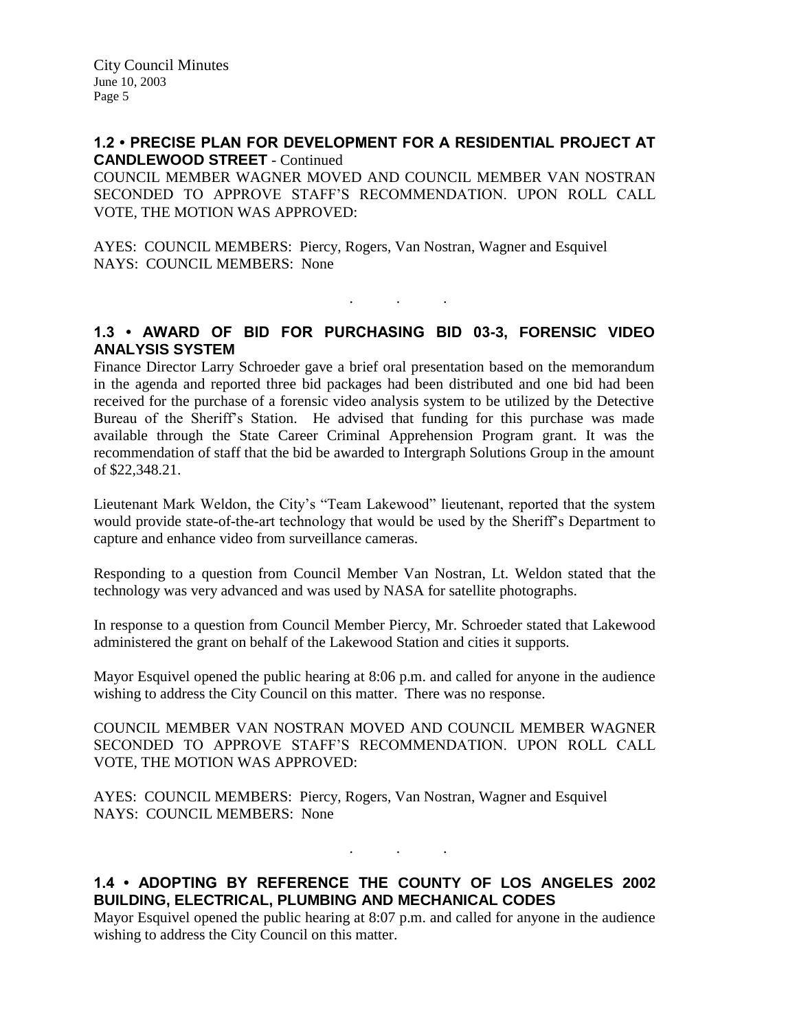## 1.2 • PRECISE PLAN FOR DEVELOPMENT FOR A RESIDENTIAL PROJECT AT CANDLEWOOD STREET - Continued

COUNCIL MEMBER WAGNER MOVED AND COUNCIL MEMBER VAN NOSTRAN SECONDED TO APPROVE STAFF'S RECOMMENDATION. UPON ROLL CALL VOTE, THE MOTION WAS APPROVED:

AYES: COUNCIL MEMBERS: Piercy, Rogers, Van Nostran, Wagner and Esquivel
NAYS: COUNCIL MEMBERS: None

. . .

## 1.3 • AWARD OF BID FOR PURCHASING BID 03-3, FORENSIC VIDEO ANALYSIS SYSTEM

Finance Director Larry Schroeder gave a brief oral presentation based on the memorandum in the agenda and reported three bid packages had been distributed and one bid had been received for the purchase of a forensic video analysis system to be utilized by the Detective Bureau of the Sheriff's Station. He advised that funding for this purchase was made available through the State Career Criminal Apprehension Program grant. It was the recommendation of staff that the bid be awarded to Intergraph Solutions Group in the amount of $22,348.21.

Lieutenant Mark Weldon, the City's "Team Lakewood" lieutenant, reported that the system would provide state-of-the-art technology that would be used by the Sheriff's Department to capture and enhance video from surveillance cameras.

Responding to a question from Council Member Van Nostran, Lt. Weldon stated that the technology was very advanced and was used by NASA for satellite photographs.

In response to a question from Council Member Piercy, Mr. Schroeder stated that Lakewood administered the grant on behalf of the Lakewood Station and cities it supports.

Mayor Esquivel opened the public hearing at 8:06 p.m. and called for anyone in the audience wishing to address the City Council on this matter. There was no response.

COUNCIL MEMBER VAN NOSTRAN MOVED AND COUNCIL MEMBER WAGNER SECONDED TO APPROVE STAFF'S RECOMMENDATION. UPON ROLL CALL VOTE, THE MOTION WAS APPROVED:

AYES: COUNCIL MEMBERS: Piercy, Rogers, Van Nostran, Wagner and Esquivel
NAYS: COUNCIL MEMBERS: None

. . .

## 1.4 • ADOPTING BY REFERENCE THE COUNTY OF LOS ANGELES 2002 BUILDING, ELECTRICAL, PLUMBING AND MECHANICAL CODES

Mayor Esquivel opened the public hearing at 8:07 p.m. and called for anyone in the audience wishing to address the City Council on this matter.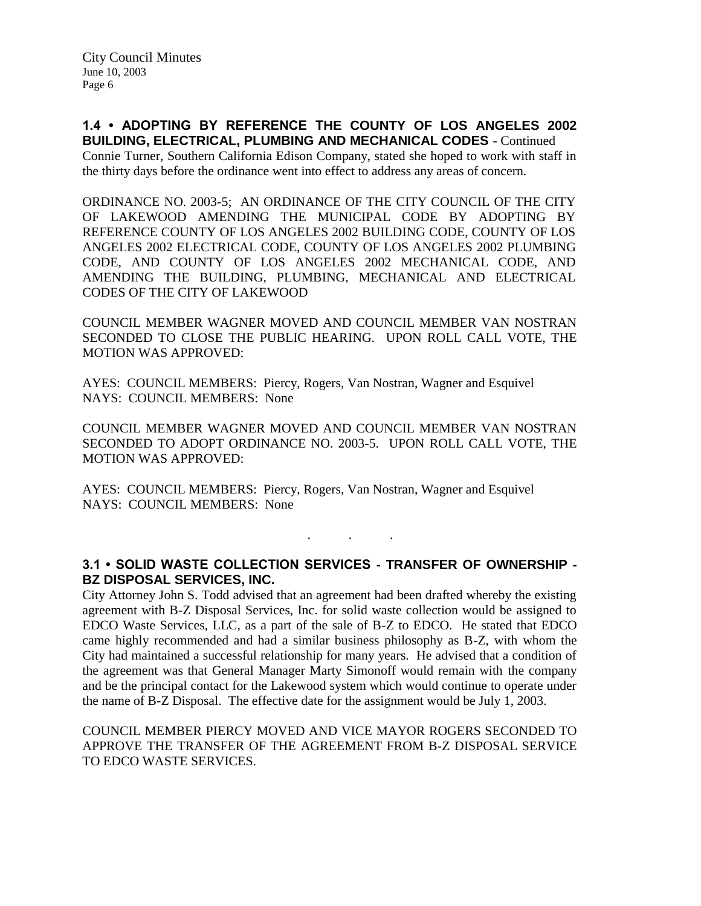**1.4 • ADOPTING BY REFERENCE THE COUNTY OF LOS ANGELES 2002 BUILDING, ELECTRICAL, PLUMBING AND MECHANICAL CODES** - Continued

Connie Turner, Southern California Edison Company, stated she hoped to work with staff in the thirty days before the ordinance went into effect to address any areas of concern.

ORDINANCE NO. 2003-5; AN ORDINANCE OF THE CITY COUNCIL OF THE CITY OF LAKEWOOD AMENDING THE MUNICIPAL CODE BY ADOPTING BY REFERENCE COUNTY OF LOS ANGELES 2002 BUILDING CODE, COUNTY OF LOS ANGELES 2002 ELECTRICAL CODE, COUNTY OF LOS ANGELES 2002 PLUMBING CODE, AND COUNTY OF LOS ANGELES 2002 MECHANICAL CODE, AND AMENDING THE BUILDING, PLUMBING, MECHANICAL AND ELECTRICAL CODES OF THE CITY OF LAKEWOOD

COUNCIL MEMBER WAGNER MOVED AND COUNCIL MEMBER VAN NOSTRAN SECONDED TO CLOSE THE PUBLIC HEARING. UPON ROLL CALL VOTE, THE MOTION WAS APPROVED:

AYES: COUNCIL MEMBERS: Piercy, Rogers, Van Nostran, Wagner and Esquivel
NAYS: COUNCIL MEMBERS: None

COUNCIL MEMBER WAGNER MOVED AND COUNCIL MEMBER VAN NOSTRAN SECONDED TO ADOPT ORDINANCE NO. 2003-5. UPON ROLL CALL VOTE, THE MOTION WAS APPROVED:

AYES: COUNCIL MEMBERS: Piercy, Rogers, Van Nostran, Wagner and Esquivel
NAYS: COUNCIL MEMBERS: None

. . .

**3.1 • SOLID WASTE COLLECTION SERVICES - TRANSFER OF OWNERSHIP - BZ DISPOSAL SERVICES, INC.**

City Attorney John S. Todd advised that an agreement had been drafted whereby the existing agreement with B-Z Disposal Services, Inc. for solid waste collection would be assigned to EDCO Waste Services, LLC, as a part of the sale of B-Z to EDCO. He stated that EDCO came highly recommended and had a similar business philosophy as B-Z, with whom the City had maintained a successful relationship for many years. He advised that a condition of the agreement was that General Manager Marty Simonoff would remain with the company and be the principal contact for the Lakewood system which would continue to operate under the name of B-Z Disposal. The effective date for the assignment would be July 1, 2003.

COUNCIL MEMBER PIERCY MOVED AND VICE MAYOR ROGERS SECONDED TO APPROVE THE TRANSFER OF THE AGREEMENT FROM B-Z DISPOSAL SERVICE TO EDCO WASTE SERVICES.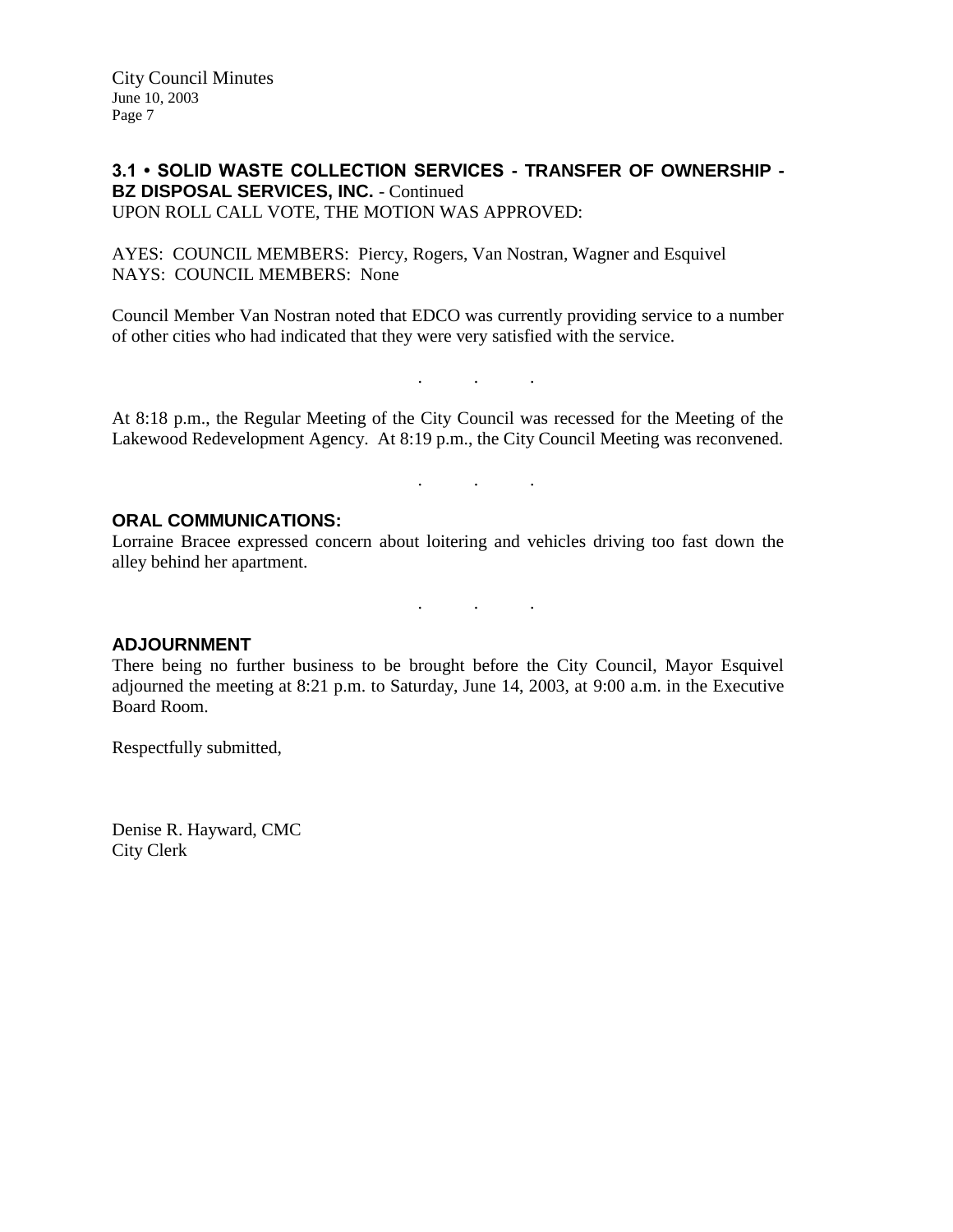### 3.1 • SOLID WASTE COLLECTION SERVICES - TRANSFER OF OWNERSHIP - BZ DISPOSAL SERVICES, INC. - Continued

UPON ROLL CALL VOTE, THE MOTION WAS APPROVED:

AYES: COUNCIL MEMBERS: Piercy, Rogers, Van Nostran, Wagner and Esquivel
NAYS: COUNCIL MEMBERS: None

Council Member Van Nostran noted that EDCO was currently providing service to a number of other cities who had indicated that they were very satisfied with the service.

. . .

At 8:18 p.m., the Regular Meeting of the City Council was recessed for the Meeting of the Lakewood Redevelopment Agency. At 8:19 p.m., the City Council Meeting was reconvened.

. . .

### ORAL COMMUNICATIONS:

Lorraine Bracee expressed concern about loitering and vehicles driving too fast down the alley behind her apartment.

. . .

### ADJOURNMENT

There being no further business to be brought before the City Council, Mayor Esquivel adjourned the meeting at 8:21 p.m. to Saturday, June 14, 2003, at 9:00 a.m. in the Executive Board Room.

Respectfully submitted,

Denise R. Hayward, CMC
City Clerk